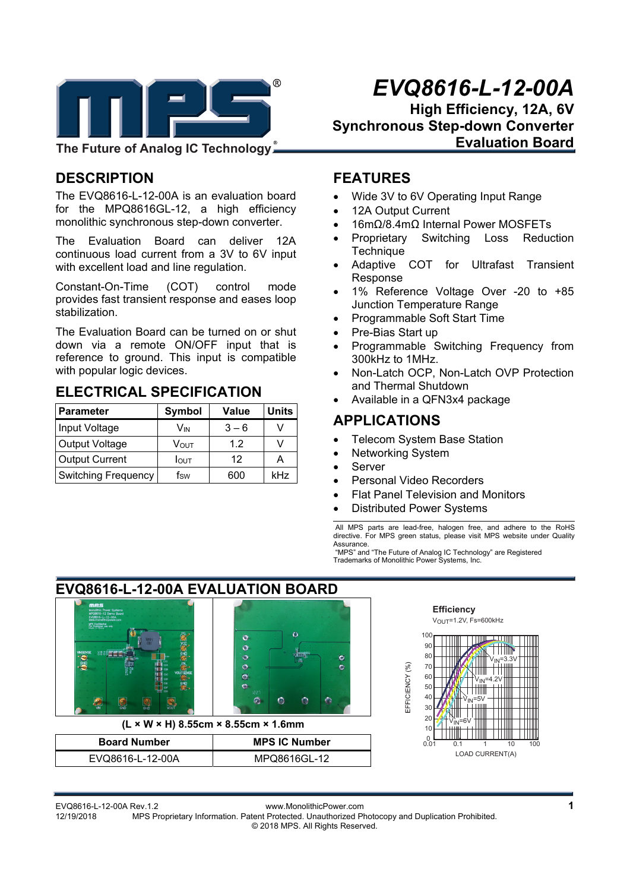# EVQ8616-L-12-00A

**High Efficiency, 12A, 6V Synchronous Step-down Converter Evaluation Board**

The Future of Analog IC Technology®

## DESCRIPTION

The EVQ8616-L-12-00A is an evaluation board for the MPQ8616GL-12, a high efficiency monolithic synchronous step-down converter.

The Evaluation Board can deliver 12A continuous load current from a 3V to 6V input with excellent load and line regulation.

Constant-On-Time (COT) control mode provides fast transient response and eases loop stabilization.

The Evaluation Board can be turned on or shut down via a remote ON/OFF input that is reference to ground. This input is compatible with popular logic devices.

## ELECTRICAL SPECIFICATION

| Parameter | Symbol | Value | Units |
|---|---|---|---|
| Input Voltage | $V_{IN}$ | 3 – 6 | V |
| Output Voltage | $V_{OUT}$ | 1.2 | V |
| Output Current | $I_{OUT}$ | 12 | A |
| Switching Frequency | $f_{SW}$ | 600 | kHz |

## FEATURES

- Wide 3V to 6V Operating Input Range
- 12A Output Current
- 16mΩ/8.4mΩ Internal Power MOSFETs
- Proprietary Switching Loss Reduction Technique
- Adaptive COT for Ultrafast Transient Response
- 1% Reference Voltage Over -20 to +85 Junction Temperature Range
- Programmable Soft Start Time
- Pre-Bias Start up
- Programmable Switching Frequency from 300kHz to 1MHz.
- Non-Latch OCP, Non-Latch OVP Protection and Thermal Shutdown
- Available in a QFN3x4 package

## APPLICATIONS

- Telecom System Base Station
- Networking System
- Server
- Personal Video Recorders
- Flat Panel Television and Monitors
- Distributed Power Systems

All MPS parts are lead-free, halogen free, and adhere to the RoHS directive. For MPS green status, please visit MPS website under Quality Assurance.
"MPS" and "The Future of Analog IC Technology" are Registered Trademarks of Monolithic Power Systems, Inc.

## EVQ8616-L-12-00A EVALUATION BOARD

**(L × W × H) 8.55cm × 8.55cm × 1.6mm**

| Board Number | MPS IC Number |
|---|---|
| EVQ8616-L-12-00A | MPQ8616GL-12 |

**Efficiency**
$V_{OUT}$=1.2V, Fs=600kHz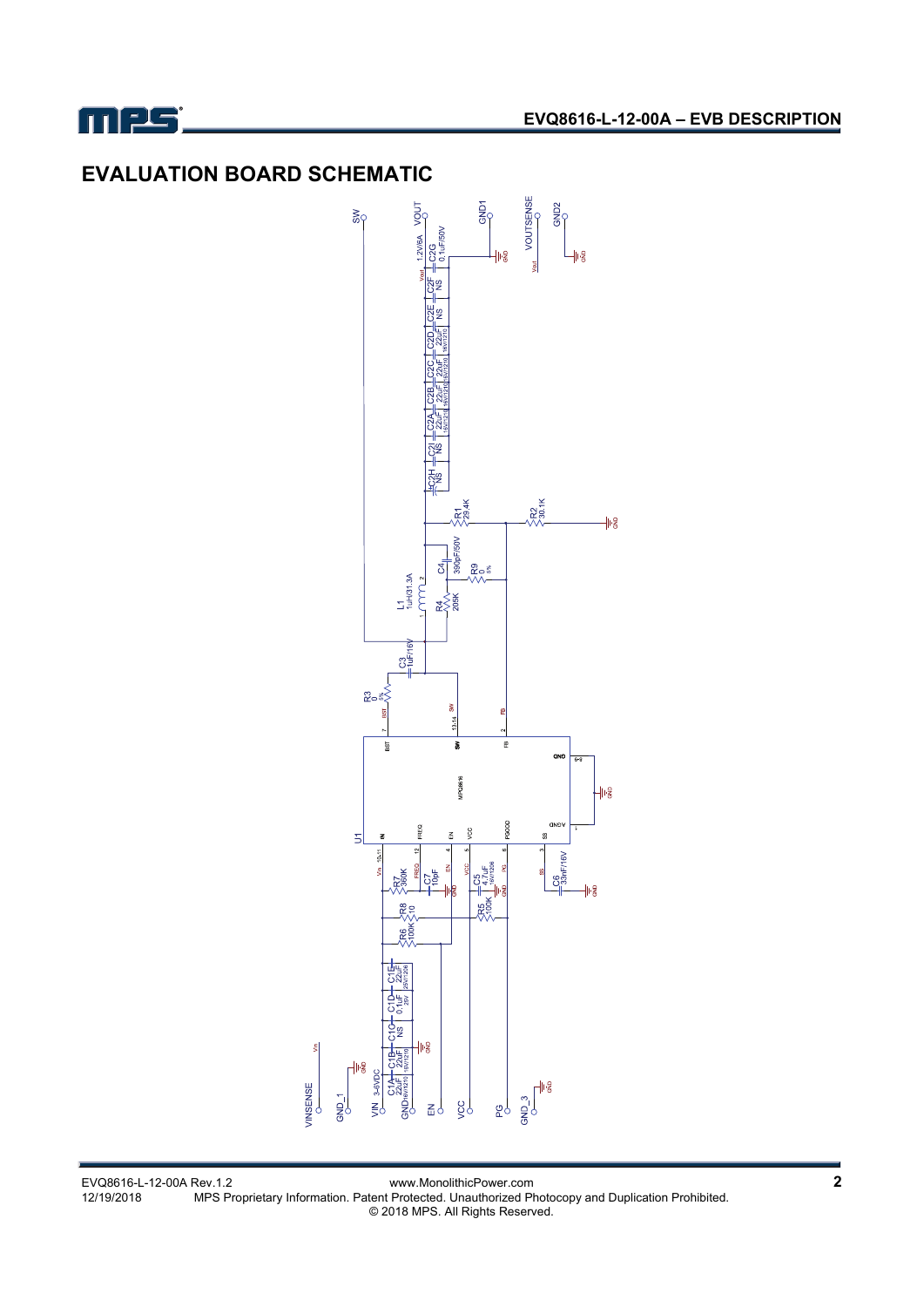## EVALUATION BOARD SCHEMATIC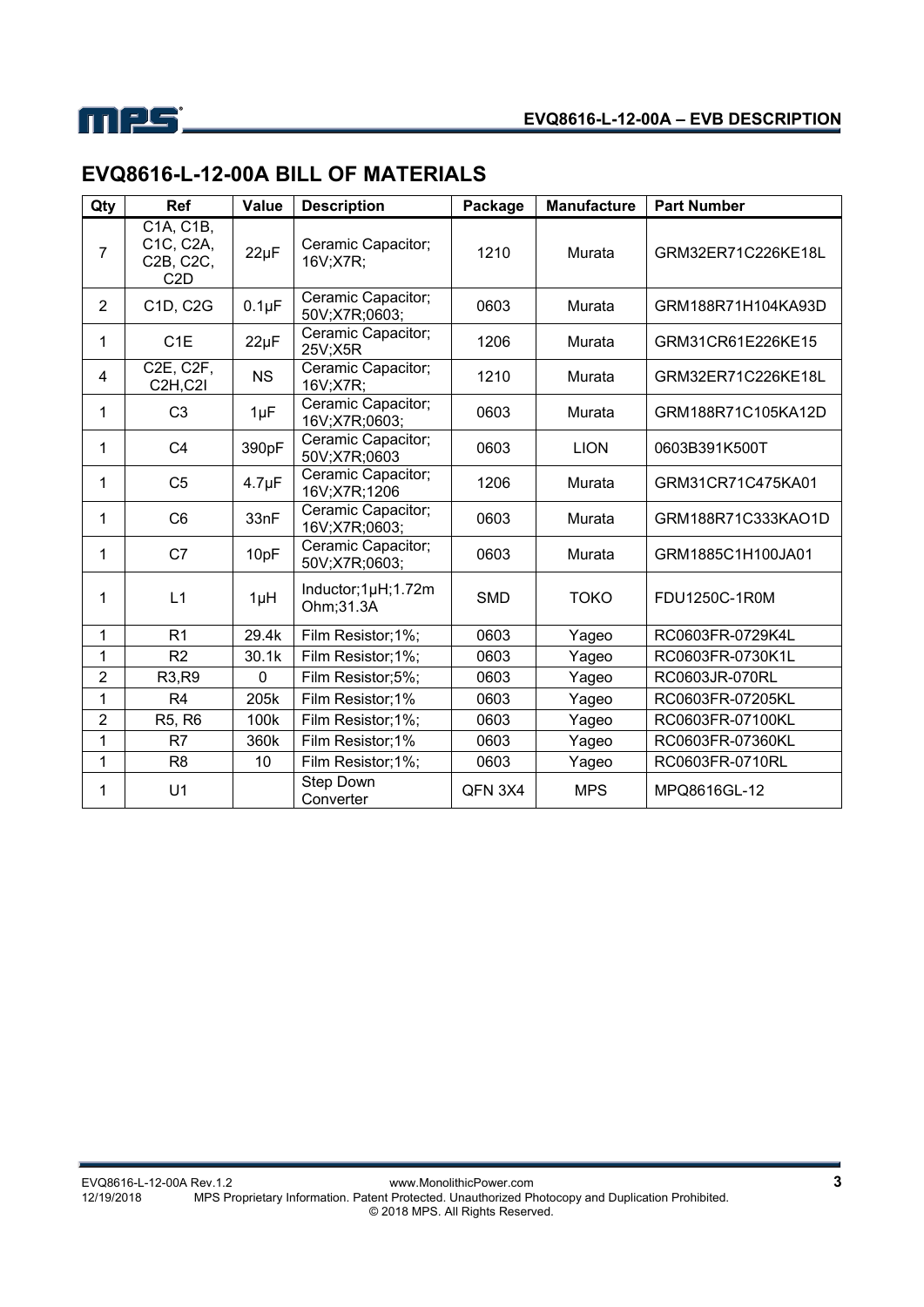## EVQ8616-L-12-00A BILL OF MATERIALS

| Qty | Ref | Value | Description | Package | Manufacture | Part Number |
|---|---|---|---|---|---|---|
| 7 | C1A, C1B, C1C, C2A, C2B, C2C, C2D | 22µF | Ceramic Capacitor; 16V;X7R; | 1210 | Murata | GRM32ER71C226KE18L |
| 2 | C1D, C2G | 0.1µF | Ceramic Capacitor; 50V;X7R;0603; | 0603 | Murata | GRM188R71H104KA93D |
| 1 | C1E | 22µF | Ceramic Capacitor; 25V;X5R | 1206 | Murata | GRM31CR61E226KE15 |
| 4 | C2E, C2F, C2H,C2I | NS | Ceramic Capacitor; 16V;X7R; | 1210 | Murata | GRM32ER71C226KE18L |
| 1 | C3 | 1µF | Ceramic Capacitor; 16V;X7R;0603; | 0603 | Murata | GRM188R71C105KA12D |
| 1 | C4 | 390pF | Ceramic Capacitor; 50V;X7R;0603 | 0603 | LION | 0603B391K500T |
| 1 | C5 | 4.7µF | Ceramic Capacitor; 16V;X7R;1206 | 1206 | Murata | GRM31CR71C475KA01 |
| 1 | C6 | 33nF | Ceramic Capacitor; 16V;X7R;0603; | 0603 | Murata | GRM188R71C333KAO1D |
| 1 | C7 | 10pF | Ceramic Capacitor; 50V;X7R;0603; | 0603 | Murata | GRM1885C1H100JA01 |
| 1 | L1 | 1µH | Inductor;1µH;1.72m Ohm;31.3A | SMD | TOKO | FDU1250C-1R0M |
| 1 | R1 | 29.4k | Film Resistor;1%; | 0603 | Yageo | RC0603FR-0729K4L |
| 1 | R2 | 30.1k | Film Resistor;1%; | 0603 | Yageo | RC0603FR-0730K1L |
| 2 | R3,R9 | 0 | Film Resistor;5%; | 0603 | Yageo | RC0603JR-070RL |
| 1 | R4 | 205k | Film Resistor;1% | 0603 | Yageo | RC0603FR-07205KL |
| 2 | R5, R6 | 100k | Film Resistor;1%; | 0603 | Yageo | RC0603FR-07100KL |
| 1 | R7 | 360k | Film Resistor;1% | 0603 | Yageo | RC0603FR-07360KL |
| 1 | R8 | 10 | Film Resistor;1%; | 0603 | Yageo | RC0603FR-0710RL |
| 1 | U1 | | Step Down Converter | QFN 3X4 | MPS | MPQ8616GL-12 |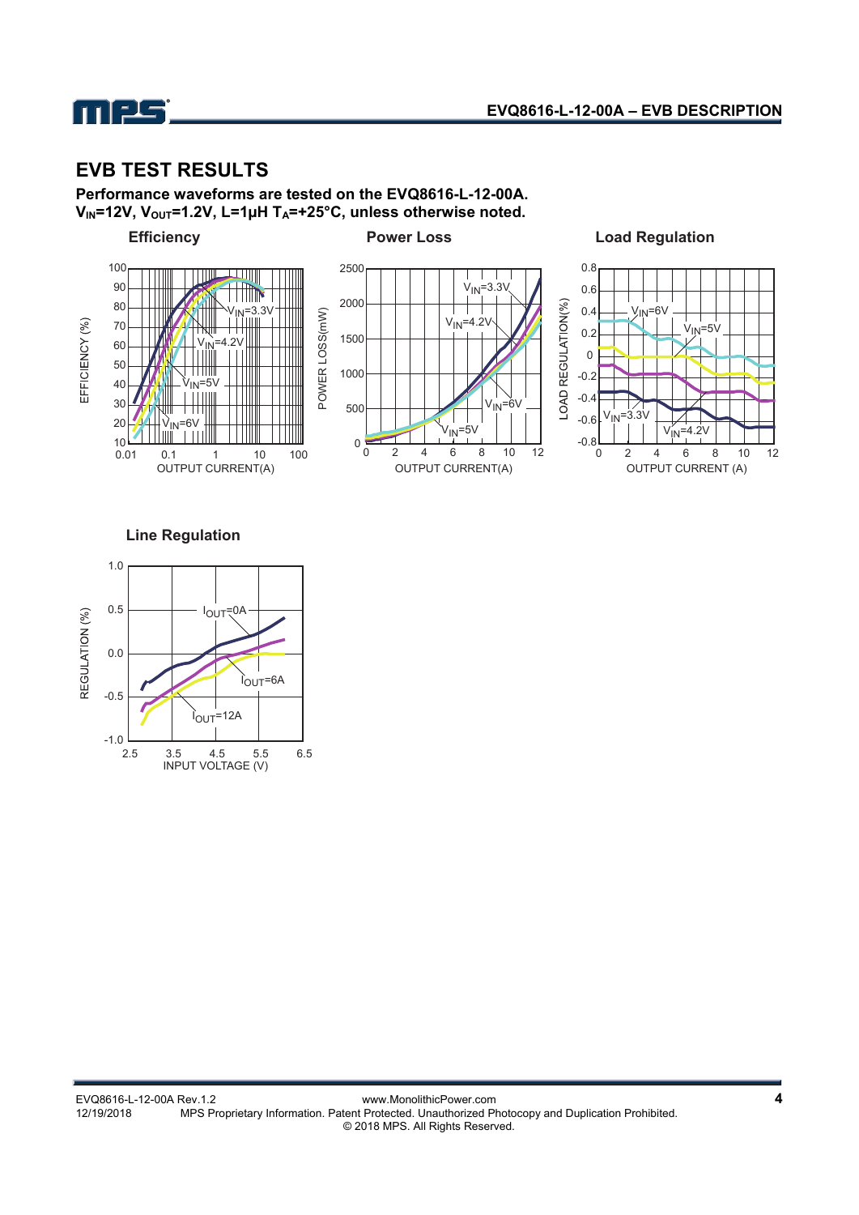## EVB TEST RESULTS

**Performance waveforms are tested on the EVQ8616-L-12-00A.**
**$V_{IN}$=12V, $V_{OUT}$=1.2V, L=1µH $T_A$=+25°C, unless otherwise noted.**

**Efficiency**

**Power Loss**

**Load Regulation**

**Line Regulation**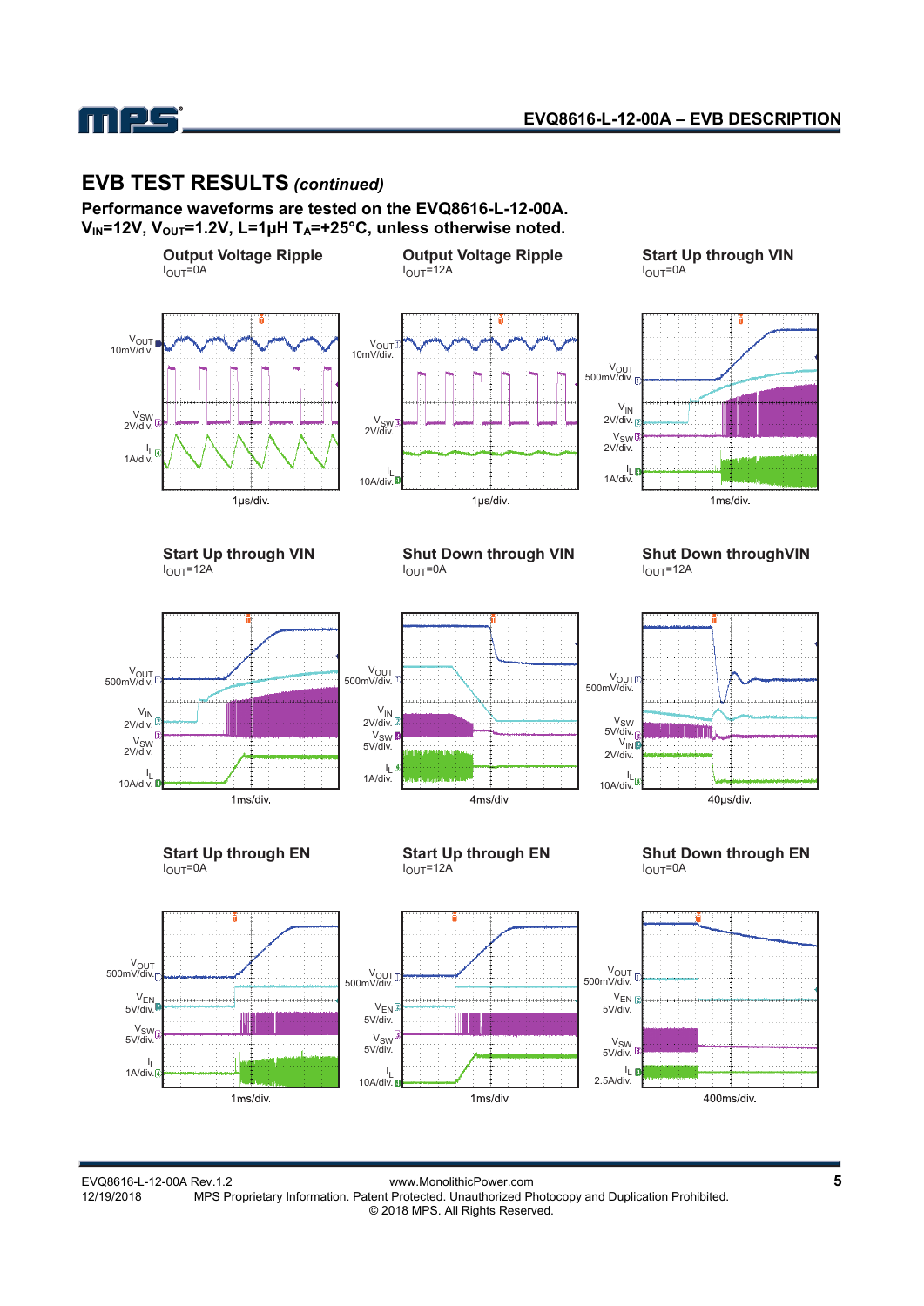## EVB TEST RESULTS *(continued)*

**Performance waveforms are tested on the EVQ8616-L-12-00A.**
**$V_{IN}$=12V, $V_{OUT}$=1.2V, L=1µH $T_A$=+25°C, unless otherwise noted.**

**Output Voltage Ripple**
$I_{OUT}$=0A

$V_{OUT}$ 10mV/div.
$V_{SW}$ 2V/div.
$I_L$ 1A/div.
1µs/div.

**Output Voltage Ripple**
$I_{OUT}$=12A

$V_{OUT}$ 10mV/div.
$V_{SW}$ 2V/div.
$I_L$ 10A/div.
1µs/div.

**Start Up through VIN**
$I_{OUT}$=0A

$V_{OUT}$ 500mV/div.
$V_{IN}$ 2V/div.
$V_{SW}$ 2V/div.
$I_L$ 1A/div.
1ms/div.

**Start Up through VIN**
$I_{OUT}$=12A

$V_{OUT}$ 500mV/div.
$V_{IN}$ 2V/div.
$V_{SW}$ 2V/div.
$I_L$ 10A/div.
1ms/div.

**Shut Down through VIN**
$I_{OUT}$=0A

$V_{OUT}$ 500mV/div.
$V_{IN}$ 2V/div.
$V_{SW}$ 5V/div.
$I_L$ 1A/div.
4ms/div.

**Shut Down throughVIN**
$I_{OUT}$=12A

$V_{OUT}$ 500mV/div.
$V_{SW}$ 5V/div.
$V_{IN}$ 2V/div.
$I_L$ 10A/div.
40µs/div.

**Start Up through EN**
$I_{OUT}$=0A

$V_{OUT}$ 500mV/div.
$V_{EN}$ 5V/div.
$V_{SW}$ 5V/div.
$I_L$ 1A/div.
1ms/div.

**Start Up through EN**
$I_{OUT}$=12A

$V_{OUT}$ 500mV/div.
$V_{EN}$ 5V/div.
$V_{SW}$ 5V/div.
$I_L$ 10A/div.
1ms/div.

**Shut Down through EN**
$I_{OUT}$=0A

$V_{OUT}$ 500mV/div.
$V_{EN}$ 5V/div.
$V_{SW}$ 5V/div.
$I_L$ 2.5A/div.
400ms/div.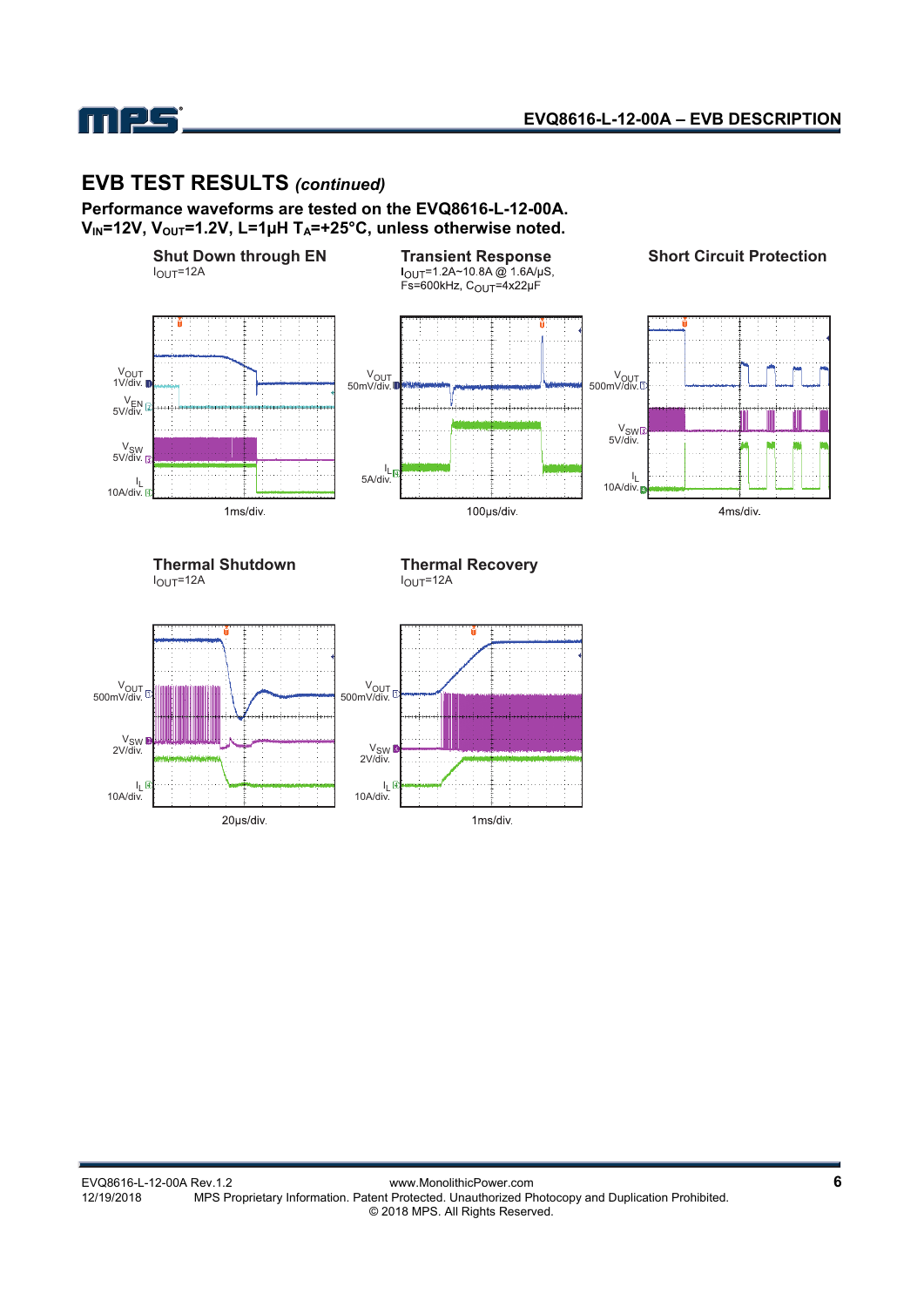## EVB TEST RESULTS *(continued)*

**Performance waveforms are tested on the EVQ8616-L-12-00A.**
**$V_{IN}$=12V, $V_{OUT}$=1.2V, L=1μH $T_A$=+25°C, unless otherwise noted.**

**Shut Down through EN**
$I_{OUT}$=12A

$V_{OUT}$ 1V/div.
$V_{EN}$ 5V/div.
$V_{SW}$ 5V/div.
$I_L$ 10A/div.

1ms/div.

**Transient Response**
$I_{OUT}$=1.2A~10.8A @ 1.6A/μS, Fs=600kHz, $C_{OUT}$=4x22μF

$V_{OUT}$ 50mV/div.
$I_L$ 5A/div.

100μs/div.

**Short Circuit Protection**

$V_{OUT}$ 500mV/div.
$V_{SW}$ 5V/div.
$I_L$ 10A/div.

4ms/div.

**Thermal Shutdown**
$I_{OUT}$=12A

$V_{OUT}$ 500mV/div.
$V_{SW}$ 2V/div.
$I_L$ 10A/div.

20μs/div.

**Thermal Recovery**
$I_{OUT}$=12A

$V_{OUT}$ 500mV/div.
$V_{SW}$ 2V/div.
$I_L$ 10A/div.

1ms/div.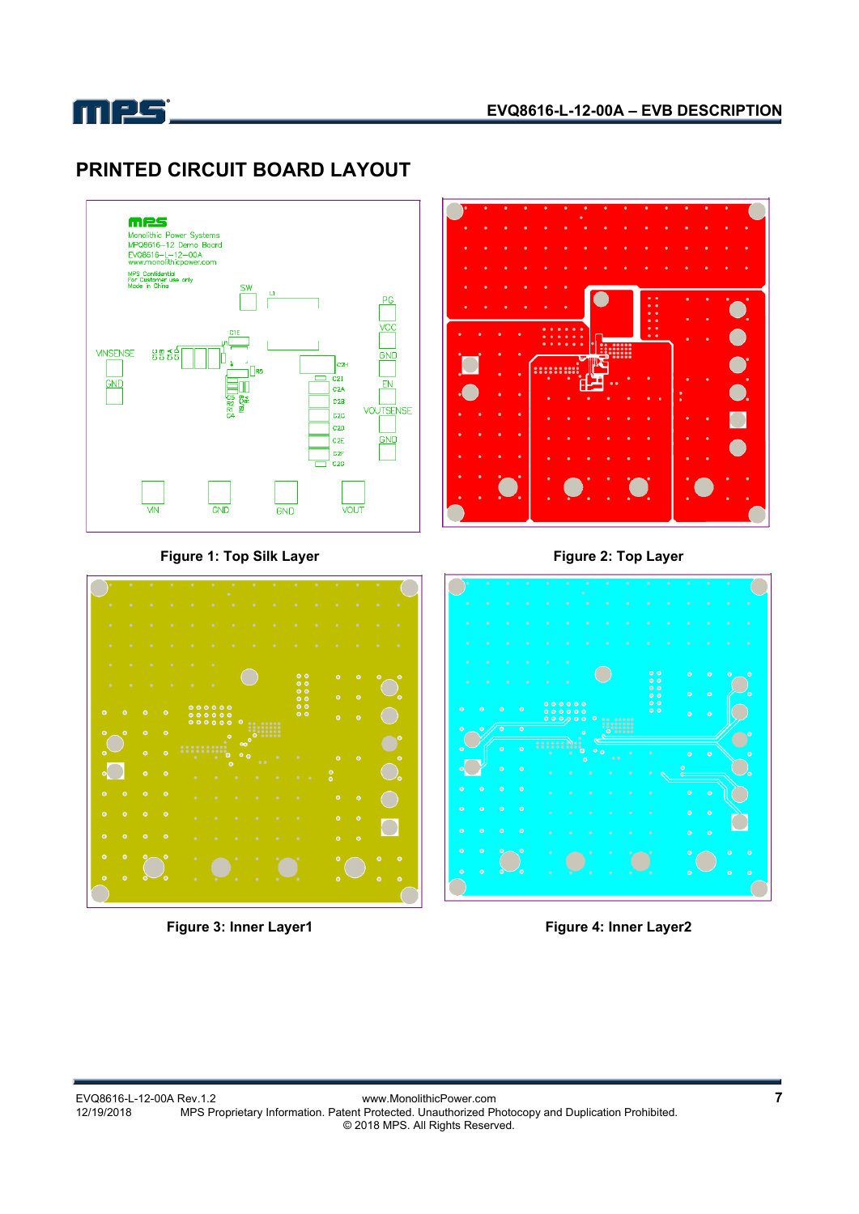## PRINTED CIRCUIT BOARD LAYOUT

**Figure 1: Top Silk Layer**

**Figure 2: Top Layer**

**Figure 3: Inner Layer1**

**Figure 4: Inner Layer2**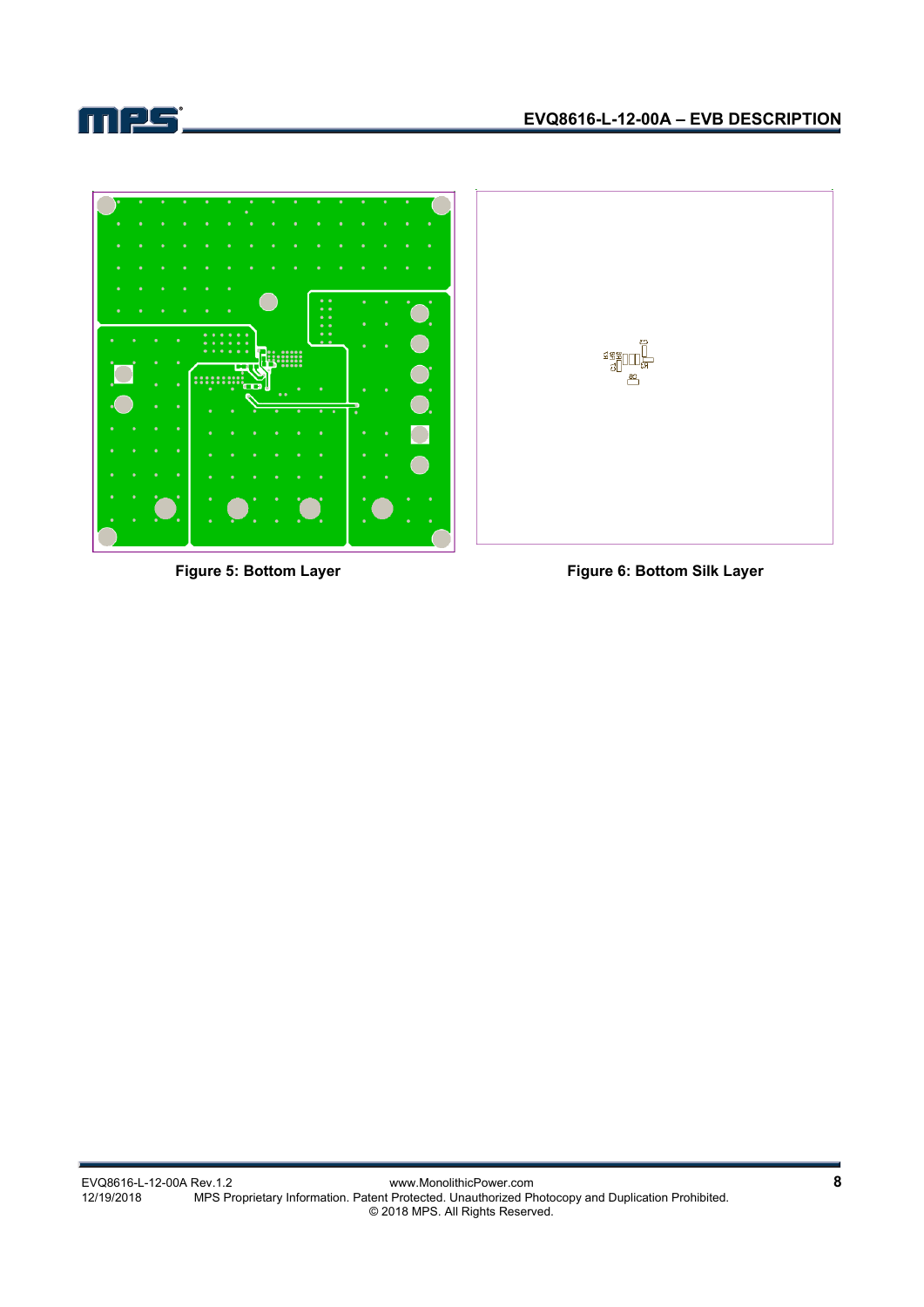Figure 5: Bottom Layer

Figure 6: Bottom Silk Layer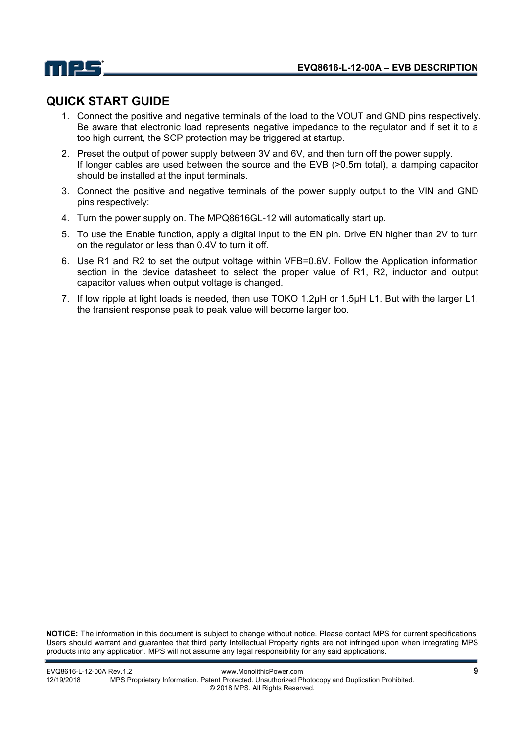## QUICK START GUIDE

1. Connect the positive and negative terminals of the load to the VOUT and GND pins respectively. Be aware that electronic load represents negative impedance to the regulator and if set it to a too high current, the SCP protection may be triggered at startup.
2. Preset the output of power supply between 3V and 6V, and then turn off the power supply.
   If longer cables are used between the source and the EVB (>0.5m total), a damping capacitor should be installed at the input terminals.
3. Connect the positive and negative terminals of the power supply output to the VIN and GND pins respectively:
4. Turn the power supply on. The MPQ8616GL-12 will automatically start up.
5. To use the Enable function, apply a digital input to the EN pin. Drive EN higher than 2V to turn on the regulator or less than 0.4V to turn it off.
6. Use R1 and R2 to set the output voltage within VFB=0.6V. Follow the Application information section in the device datasheet to select the proper value of R1, R2, inductor and output capacitor values when output voltage is changed.
7. If low ripple at light loads is needed, then use TOKO 1.2μH or 1.5μH L1. But with the larger L1, the transient response peak to peak value will become larger too.

**NOTICE:** The information in this document is subject to change without notice. Please contact MPS for current specifications. Users should warrant and guarantee that third party Intellectual Property rights are not infringed upon when integrating MPS products into any application. MPS will not assume any legal responsibility for any said applications.